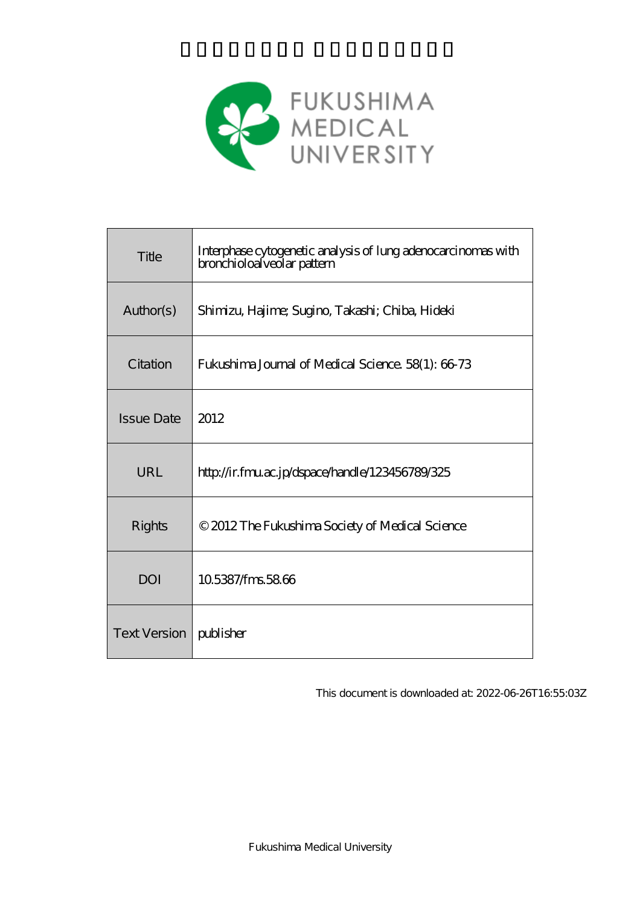FUKUSHIMA MEDICAL UNIVERSITY

| Title | Interphase cytogenetic analysis of lung adenocarcinomas with bronchioloalveolar pattern |
| --- | --- |
| Author(s) | Shimizu, Hajime; Sugino, Takashi; Chiba, Hideki |
| Citation | Fukushima Journal of Medical Science. 58(1): 66-73 |
| Issue Date | 2012 |
| URL | http://ir.fmu.ac.jp/dspace/handle/123456789/325 |
| Rights | © 2012 The Fukushima Society of Medical Science |
| DOI | 10.5387/fms.58.66 |
| Text Version | publisher |

This document is downloaded at: 2022-06-26T16:55:03Z

Fukushima Medical University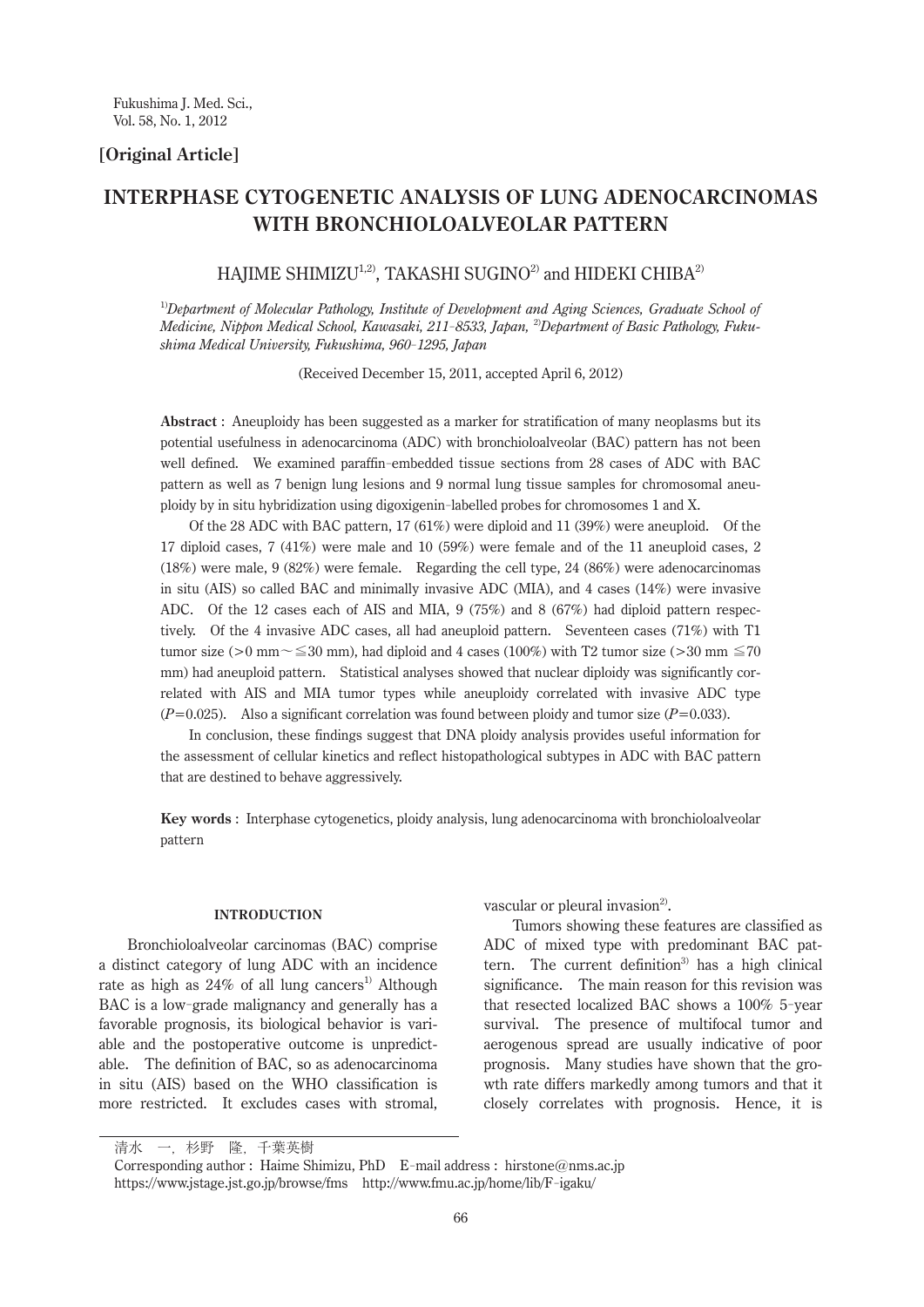[Original Article]

# INTERPHASE CYTOGENETIC ANALYSIS OF LUNG ADENOCARCINOMAS WITH BRONCHIOLOALVEOLAR PATTERN

HAJIME SHIMIZU[1,2], TAKASHI SUGINO[2] and HIDEKI CHIBA[2]

[1]*Department of Molecular Pathology, Institute of Development and Aging Sciences, Graduate School of Medicine, Nippon Medical School, Kawasaki, 211-8533, Japan,* [2]*Department of Basic Pathology, Fukushima Medical University, Fukushima, 960-1295, Japan*

(Received December 15, 2011, accepted April 6, 2012)

**Abstract** : Aneuploidy has been suggested as a marker for stratification of many neoplasms but its potential usefulness in adenocarcinoma (ADC) with bronchioloalveolar (BAC) pattern has not been well defined. We examined paraffin-embedded tissue sections from 28 cases of ADC with BAC pattern as well as 7 benign lung lesions and 9 normal lung tissue samples for chromosomal aneuploidy by in situ hybridization using digoxigenin-labelled probes for chromosomes 1 and X.

Of the 28 ADC with BAC pattern, 17 (61%) were diploid and 11 (39%) were aneuploid. Of the 17 diploid cases, 7 (41%) were male and 10 (59%) were female and of the 11 aneuploid cases, 2 (18%) were male, 9 (82%) were female. Regarding the cell type, 24 (86%) were adenocarcinomas in situ (AIS) so called BAC and minimally invasive ADC (MIA), and 4 cases (14%) were invasive ADC. Of the 12 cases each of AIS and MIA, 9 (75%) and 8 (67%) had diploid pattern respectively. Of the 4 invasive ADC cases, all had aneuploid pattern. Seventeen cases (71%) with T1 tumor size (>0 mm～≦30 mm), had diploid and 4 cases (100%) with T2 tumor size (>30 mm ≦70 mm) had aneuploid pattern. Statistical analyses showed that nuclear diploidy was significantly correlated with AIS and MIA tumor types while aneuploidy correlated with invasive ADC type ($P$=0.025). Also a significant correlation was found between ploidy and tumor size ($P$=0.033).

In conclusion, these findings suggest that DNA ploidy analysis provides useful information for the assessment of cellular kinetics and reflect histopathological subtypes in ADC with BAC pattern that are destined to behave aggressively.

**Key words** : Interphase cytogenetics, ploidy analysis, lung adenocarcinoma with bronchioloalveolar pattern

## INTRODUCTION

Bronchioloalveolar carcinomas (BAC) comprise a distinct category of lung ADC with an incidence rate as high as 24% of all lung cancers[1] Although BAC is a low-grade malignancy and generally has a favorable prognosis, its biological behavior is variable and the postoperative outcome is unpredictable. The definition of BAC, so as adenocarcinoma in situ (AIS) based on the WHO classification is more restricted. It excludes cases with stromal, vascular or pleural invasion[2].

Tumors showing these features are classified as ADC of mixed type with predominant BAC pattern. The current definition[3] has a high clinical significance. The main reason for this revision was that resected localized BAC shows a 100% 5-year survival. The presence of multifocal tumor and aerogenous spread are usually indicative of poor prognosis. Many studies have shown that the growth rate differs markedly among tumors and that it closely correlates with prognosis. Hence, it is

清水 一，杉野 隆，千葉英樹

Corresponding author : Haime Shimizu, PhD E-mail address : hirstone@nms.ac.jp
https://www.jstage.jst.go.jp/browse/fms http://www.fmu.ac.jp/home/lib/F-igaku/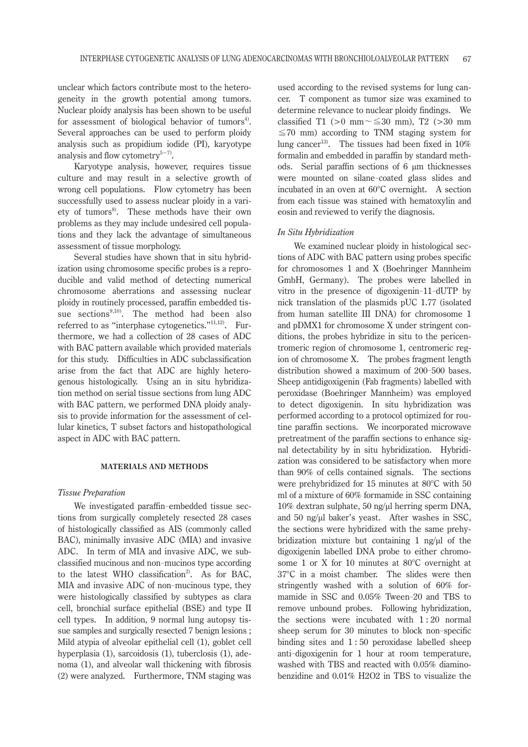unclear which factors contribute most to the heterogeneity in the growth potential among tumors. Nuclear ploidy analysis has been shown to be useful for assessment of biological behavior of tumors[4]. Several approaches can be used to perform ploidy analysis such as propidium iodide (PI), karyotype analysis and flow cytometry[5−7].

Karyotype analysis, however, requires tissue culture and may result in a selective growth of wrong cell populations. Flow cytometry has been successfully used to assess nuclear ploidy in a variety of tumors[8]. These methods have their own problems as they may include undesired cell populations and they lack the advantage of simultaneous assessment of tissue morphology.

Several studies have shown that in situ hybridization using chromosome specific probes is a reproducible and valid method of detecting numerical chromosome aberrations and assessing nuclear ploidy in routinely processed, paraffin embedded tissue sections[9,10]. The method had been also referred to as "interphase cytogenetics."[11,12]. Furthermore, we had a collection of 28 cases of ADC with BAC pattern available which provided materials for this study. Difficulties in ADC subclassification arise from the fact that ADC are highly heterogenous histologically. Using an in situ hybridization method on serial tissue sections from lung ADC with BAC pattern, we performed DNA ploidy analysis to provide information for the assessment of cellular kinetics, T subset factors and histopathological aspect in ADC with BAC pattern.

## MATERIALS AND METHODS

### *Tissue Preparation*

We investigated paraffin-embedded tissue sections from surgically completely resected 28 cases of histologically classified as AIS (commonly called BAC), minimally invasive ADC (MIA) and invasive ADC. In term of MIA and invasive ADC, we subclassified mucinous and non-mucinos type according to the latest WHO classification[2]. As for BAC, MIA and invasive ADC of non-mucinous type, they were histologically classified by subtypes as clara cell, bronchial surface epithelial (BSE) and type II cell types. In addition, 9 normal lung autopsy tissue samples and surgically resected 7 benign lesions ; Mild atypia of alveolar epithelial cell (1), goblet cell hyperplasia (1), sarcoidosis (1), tuberclosis (1), adenoma (1), and alveolar wall thickening with fibrosis (2) were analyzed. Furthermore, TNM staging was used according to the revised systems for lung cancer. T component as tumor size was examined to determine relevance to nuclear ploidy findings. We classified T1 (>0 mm∼≦30 mm), T2 (>30 mm ≦70 mm) according to TNM staging system for lung cancer[13]. The tissues had been fixed in 10% formalin and embedded in paraffin by standard methods. Serial paraffin sections of 6 μm thicknesses were mounted on silane-coated glass slides and incubated in an oven at 60°C overnight. A section from each tissue was stained with hematoxylin and eosin and reviewed to verify the diagnosis.

### *In Situ Hybridization*

We examined nuclear ploidy in histological sections of ADC with BAC pattern using probes specific for chromosomes 1 and X (Boehringer Mannheim GmbH, Germany). The probes were labelled in vitro in the presence of digoxigenin-11-dUTP by nick translation of the plasmids pUC 1.77 (isolated from human satellite III DNA) for chromosome 1 and pDMX1 for chromosome X under stringent conditions, the probes hybridize in situ to the pericentromeric region of chromosome 1, centromeric region of chromosome X. The probes fragment length distribution showed a maximum of 200-500 bases. Sheep antidigoxigenin (Fab fragments) labelled with peroxidase (Boehringer Mannheim) was employed to detect digoxigenin. In situ hybridization was performed according to a protocol optimized for routine paraffin sections. We incorporated microwave pretreatment of the paraffin sections to enhance signal detectability by in situ hybridization. Hybridization was considered to be satisfactory when more than 90% of cells contained signals. The sections were prehybridized for 15 minutes at 80°C with 50 ml of a mixture of 60% formamide in SSC containing 10% dextran sulphate, 50 ng/μl herring sperm DNA, and 50 ng/μl baker's yeast. After washes in SSC, the sections were hybridized with the same prehybridization mixture but containing 1 ng/μl of the digoxigenin labelled DNA probe to either chromosome 1 or X for 10 minutes at 80°C overnight at 37°C in a moist chamber. The slides were then stringently washed with a solution of 60% formamide in SSC and 0.05% Tween-20 and TBS to remove unbound probes. Following hybridization, the sections were incubated with 1 : 20 normal sheep serum for 30 minutes to block non-specific binding sites and 1 : 50 peroxidase labelled sheep anti-digoxigenin for 1 hour at room temperature, washed with TBS and reacted with 0.05% diaminobenzidine and 0.01% $H_2O_2$ in TBS to visualize the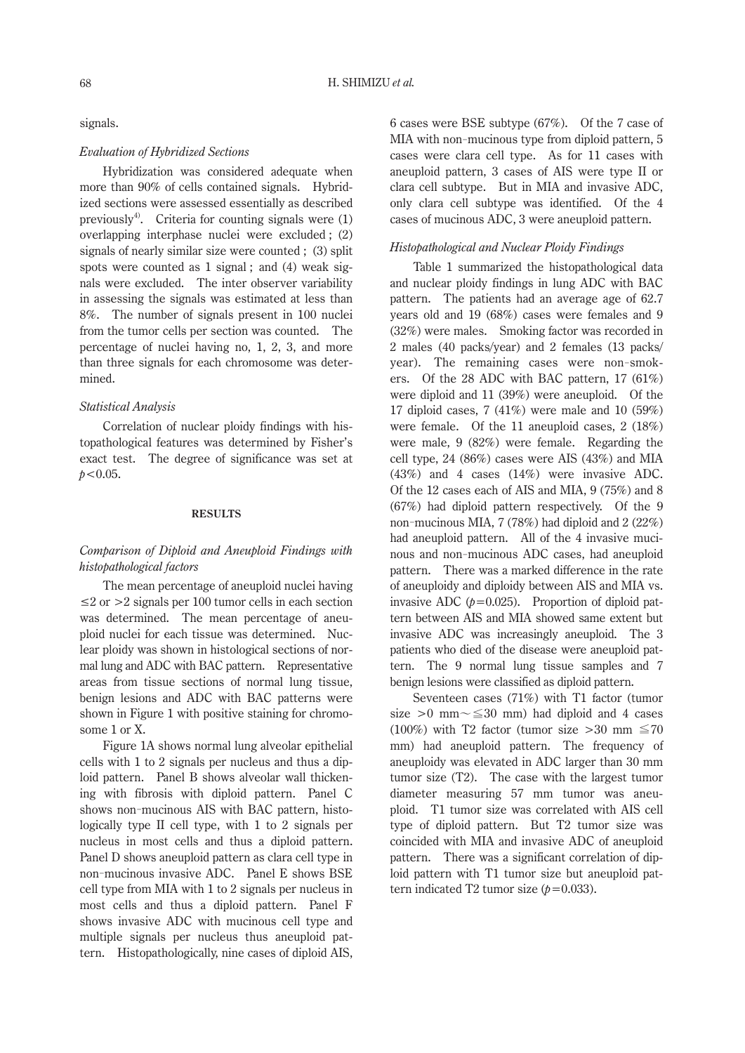signals.

### *Evaluation of Hybridized Sections*

Hybridization was considered adequate when more than 90% of cells contained signals. Hybridized sections were assessed essentially as described previously[4]. Criteria for counting signals were (1) overlapping interphase nuclei were excluded ; (2) signals of nearly similar size were counted ; (3) split spots were counted as 1 signal ; and (4) weak signals were excluded. The inter observer variability in assessing the signals was estimated at less than 8%. The number of signals present in 100 nuclei from the tumor cells per section was counted. The percentage of nuclei having no, 1, 2, 3, and more than three signals for each chromosome was determined.

### *Statistical Analysis*

Correlation of nuclear ploidy findings with histopathological features was determined by Fisher's exact test. The degree of significance was set at $p<0.05$.

## RESULTS

### *Comparison of Diploid and Aneuploid Findings with histopathological factors*

The mean percentage of aneuploid nuclei having $\leq 2$ or $>2$ signals per 100 tumor cells in each section was determined. The mean percentage of aneuploid nuclei for each tissue was determined. Nuclear ploidy was shown in histological sections of normal lung and ADC with BAC pattern. Representative areas from tissue sections of normal lung tissue, benign lesions and ADC with BAC patterns were shown in Figure 1 with positive staining for chromosome 1 or X.

Figure 1A shows normal lung alveolar epithelial cells with 1 to 2 signals per nucleus and thus a diploid pattern. Panel B shows alveolar wall thickening with fibrosis with diploid pattern. Panel C shows non-mucinous AIS with BAC pattern, histologically type II cell type, with 1 to 2 signals per nucleus in most cells and thus a diploid pattern. Panel D shows aneuploid pattern as clara cell type in non-mucinous invasive ADC. Panel E shows BSE cell type from MIA with 1 to 2 signals per nucleus in most cells and thus a diploid pattern. Panel F shows invasive ADC with mucinous cell type and multiple signals per nucleus thus aneuploid pattern. Histopathologically, nine cases of diploid AIS, 6 cases were BSE subtype (67%). Of the 7 case of MIA with non-mucinous type from diploid pattern, 5 cases were clara cell type. As for 11 cases with aneuploid pattern, 3 cases of AIS were type II or clara cell subtype. But in MIA and invasive ADC, only clara cell subtype was identified. Of the 4 cases of mucinous ADC, 3 were aneuploid pattern.

### *Histopathological and Nuclear Ploidy Findings*

Table 1 summarized the histopathological data and nuclear ploidy findings in lung ADC with BAC pattern. The patients had an average age of 62.7 years old and 19 (68%) cases were females and 9 (32%) were males. Smoking factor was recorded in 2 males (40 packs/year) and 2 females (13 packs/year). The remaining cases were non-smokers. Of the 28 ADC with BAC pattern, 17 (61%) were diploid and 11 (39%) were aneuploid. Of the 17 diploid cases, 7 (41%) were male and 10 (59%) were female. Of the 11 aneuploid cases, 2 (18%) were male, 9 (82%) were female. Regarding the cell type, 24 (86%) cases were AIS (43%) and MIA (43%) and 4 cases (14%) were invasive ADC. Of the 12 cases each of AIS and MIA, 9 (75%) and 8 (67%) had diploid pattern respectively. Of the 9 non-mucinous MIA, 7 (78%) had diploid and 2 (22%) had aneuploid pattern. All of the 4 invasive mucinous and non-mucinous ADC cases, had aneuploid pattern. There was a marked difference in the rate of aneuploidy and diploidy between AIS and MIA vs. invasive ADC ($p=0.025$). Proportion of diploid pattern between AIS and MIA showed same extent but invasive ADC was increasingly aneuploid. The 3 patients who died of the disease were aneuploid pattern. The 9 normal lung tissue samples and 7 benign lesions were classified as diploid pattern.

Seventeen cases (71%) with T1 factor (tumor size $>0$ mm$\sim\leqq 30$ mm) had diploid and 4 cases (100%) with T2 factor (tumor size $>30$ mm $\leqq 70$ mm) had aneuploid pattern. The frequency of aneuploidy was elevated in ADC larger than 30 mm tumor size (T2). The case with the largest tumor diameter measuring 57 mm tumor was aneuploid. T1 tumor size was correlated with AIS cell type of diploid pattern. But T2 tumor size was coincided with MIA and invasive ADC of aneuploid pattern. There was a significant correlation of diploid pattern with T1 tumor size but aneuploid pattern indicated T2 tumor size ($p=0.033$).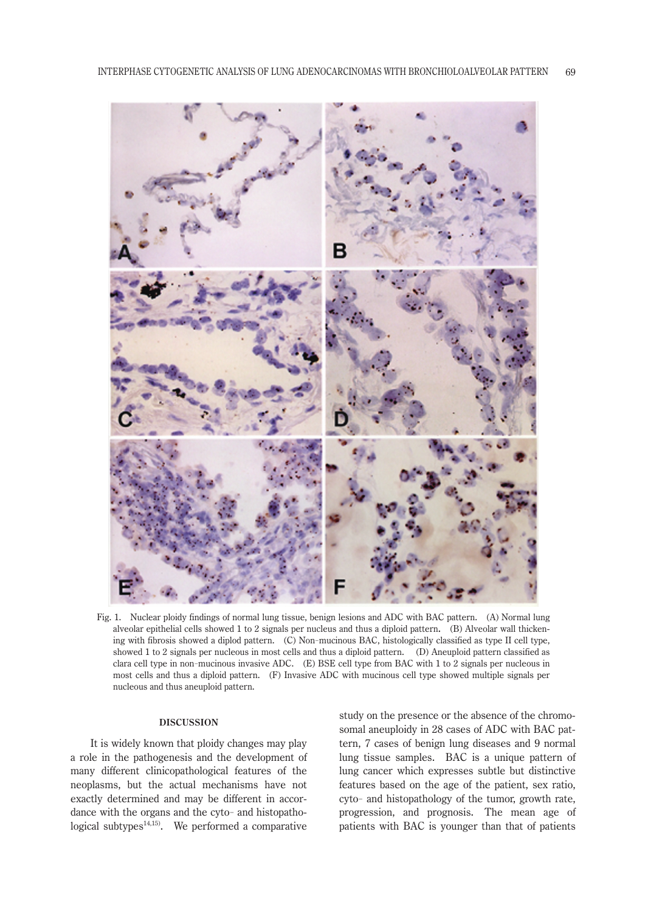Fig. 1. Nuclear ploidy findings of normal lung tissue, benign lesions and ADC with BAC pattern. (A) Normal lung alveolar epithelial cells showed 1 to 2 signals per nucleus and thus a diploid pattern. (B) Alveolar wall thickening with fibrosis showed a diplod pattern. (C) Non–mucinous BAC, histologically classified as type II cell type, showed 1 to 2 signals per nucleous in most cells and thus a diploid pattern. (D) Aneuploid pattern classified as clara cell type in non–mucinous invasive ADC. (E) BSE cell type from BAC with 1 to 2 signals per nucleous in most cells and thus a diploid pattern. (F) Invasive ADC with mucinous cell type showed multiple signals per nucleous and thus aneuploid pattern.

## DISCUSSION

It is widely known that ploidy changes may play a role in the pathogenesis and the development of many different clinicopathological features of the neoplasms, but the actual mechanisms have not exactly determined and may be different in accordance with the organs and the cyto– and histopathological subtypes[14,15]. We performed a comparative study on the presence or the absence of the chromosomal aneuploidy in 28 cases of ADC with BAC pattern, 7 cases of benign lung diseases and 9 normal lung tissue samples. BAC is a unique pattern of lung cancer which expresses subtle but distinctive features based on the age of the patient, sex ratio, cyto– and histopathology of the tumor, growth rate, progression, and prognosis. The mean age of patients with BAC is younger than that of patients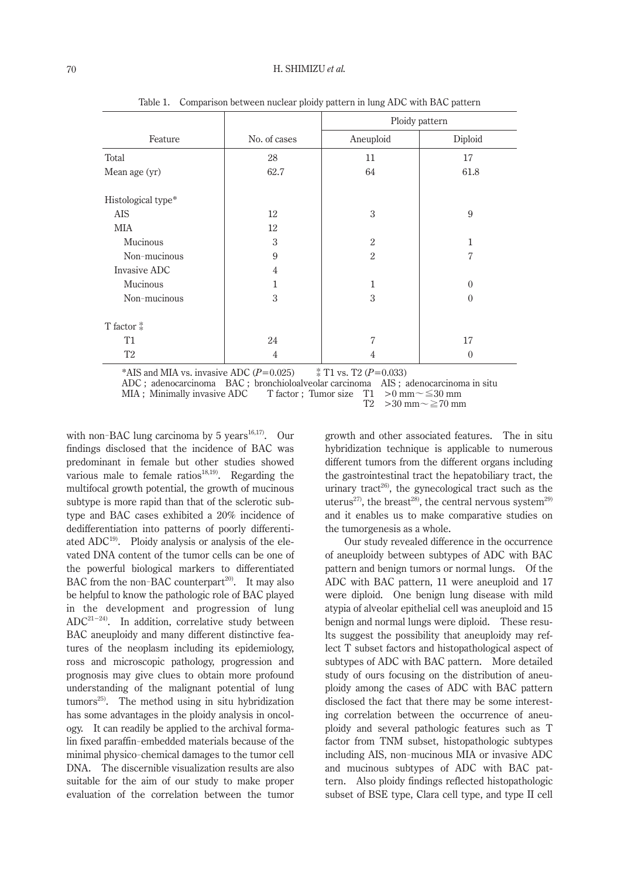Table 1. Comparison between nuclear ploidy pattern in lung ADC with BAC pattern

| Feature | No. of cases | Ploidy pattern | |
|---|---|---|---|
| | | Aneuploid | Diploid |
| Total | 28 | 11 | 17 |
| Mean age (yr) | 62.7 | 64 | 61.8 |
| Histological type* | | | |
| AIS | 12 | 3 | 9 |
| MIA | 12 | | |
| Mucinous | 3 | 2 | 1 |
| Non-mucinous | 9 | 2 | 7 |
| Invasive ADC | 4 | | |
| Mucinous | 1 | 1 | 0 |
| Non-mucinous | 3 | 3 | 0 |
| T factor ⁑ | | | |
| T1 | 24 | 7 | 17 |
| T2 | 4 | 4 | 0 |

*AIS and MIA vs. invasive ADC ($P=0.025$) ⁑ T1 vs. T2 ($P=0.033$)
ADC ; adenocarcinoma BAC ; bronchioloalveolar carcinoma AIS ; adenocarcinoma in situ
MIA ; Minimally invasive ADC T factor ; Tumor size T1 >0 mm～≦30 mm
T2 >30 mm～≧70 mm

with non-BAC lung carcinoma by 5 years[16,17]. Our findings disclosed that the incidence of BAC was predominant in female but other studies showed various male to female ratios[18,19]. Regarding the multifocal growth potential, the growth of mucinous subtype is more rapid than that of the sclerotic subtype and BAC cases exhibited a 20% incidence of dedifferentiation into patterns of poorly differentiated ADC[19]. Ploidy analysis or analysis of the elevated DNA content of the tumor cells can be one of the powerful biological markers to differentiated BAC from the non-BAC counterpart[20]. It may also be helpful to know the pathologic role of BAC played in the development and progression of lung ADC[21-24]. In addition, correlative study between BAC aneuploidy and many different distinctive features of the neoplasm including its epidemiology, ross and microscopic pathology, progression and prognosis may give clues to obtain more profound understanding of the malignant potential of lung tumors[25]. The method using in situ hybridization has some advantages in the ploidy analysis in oncology. It can readily be applied to the archival formalin fixed paraffin-embedded materials because of the minimal physico-chemical damages to the tumor cell DNA. The discernible visualization results are also suitable for the aim of our study to make proper evaluation of the correlation between the tumor growth and other associated features. The in situ hybridization technique is applicable to numerous different tumors from the different organs including the gastrointestinal tract the hepatobiliary tract, the urinary tract[26], the gynecological tract such as the uterus[27], the breast[28], the central nervous system[29] and it enables us to make comparative studies on the tumorgenesis as a whole.

Our study revealed difference in the occurrence of aneuploidy between subtypes of ADC with BAC pattern and benign tumors or normal lungs. Of the ADC with BAC pattern, 11 were aneuploid and 17 were diploid. One benign lung disease with mild atypia of alveolar epithelial cell was aneuploid and 15 benign and normal lungs were diploid. These results suggest the possibility that aneuploidy may reflect T subset factors and histopathological aspect of subtypes of ADC with BAC pattern. More detailed study of ours focusing on the distribution of aneuploidy among the cases of ADC with BAC pattern disclosed the fact that there may be some interesting correlation between the occurrence of aneuploidy and several pathologic features such as T factor from TNM subset, histopathologic subtypes including AIS, non-mucinous MIA or invasive ADC and mucinous subtypes of ADC with BAC pattern. Also ploidy findings reflected histopathologic subset of BSE type, Clara cell type, and type II cell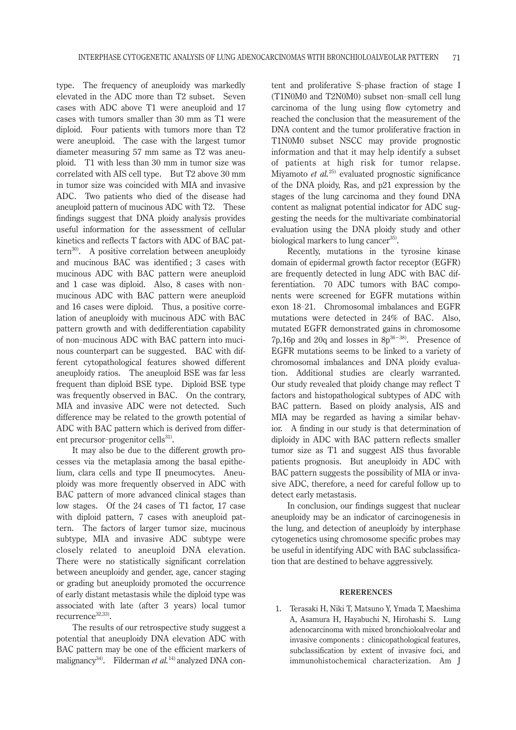type. The frequency of aneuploidy was markedly elevated in the ADC more than T2 subset. Seven cases with ADC above T1 were aneuploid and 17 cases with tumors smaller than 30 mm as T1 were diploid. Four patients with tumors more than T2 were aneuploid. The case with the largest tumor diameter measuring 57 mm same as T2 was aneuploid. T1 with less than 30 mm in tumor size was correlated with AIS cell type. But T2 above 30 mm in tumor size was coincided with MIA and invasive ADC. Two patients who died of the disease had aneuploid pattern of mucinous ADC with T2. These findings suggest that DNA ploidy analysis provides useful information for the assessment of cellular kinetics and reflects T factors with ADC of BAC pattern[30]. A positive correlation between aneuploidy and mucinous BAC was identified ; 3 cases with mucinous ADC with BAC pattern were aneuploid and 1 case was diploid. Also, 8 cases with non-mucinous ADC with BAC pattern were aneuploid and 16 cases were diploid. Thus, a positive correlation of aneuploidy with mucinous ADC with BAC pattern growth and with dedifferentiation capability of non-mucinous ADC with BAC pattern into mucinous counterpart can be suggested. BAC with different cytopathological features showed different aneuploidy ratios. The aneuploid BSE was far less frequent than diploid BSE type. Diploid BSE type was frequently observed in BAC. On the contrary, MIA and invasive ADC were not detected. Such difference may be related to the growth potential of ADC with BAC pattern which is derived from different precursor-progenitor cells[31].

It may also be due to the different growth processes via the metaplasia among the basal epithelium, clara cells and type II pneumocytes. Aneuploidy was more frequently observed in ADC with BAC pattern of more advanced clinical stages than low stages. Of the 24 cases of T1 factor, 17 case with diploid pattern, 7 cases with aneuploid pattern. The factors of larger tumor size, mucinous subtype, MIA and invasive ADC subtype were closely related to aneuploid DNA elevation. There were no statistically significant correlation between aneuploidy and gender, age, cancer staging or grading but aneuploidy promoted the occurrence of early distant metastasis while the diploid type was associated with late (after 3 years) local tumor recurrence[32,33].

The results of our retrospective study suggest a potential that aneuploidy DNA elevation ADC with BAC pattern may be one of the efficient markers of malignancy[34]. Filderman *et al.*[14] analyzed DNA content and proliferative S-phase fraction of stage I (T1N0M0 and T2N0M0) subset non-small cell lung carcinoma of the lung using flow cytometry and reached the conclusion that the measurement of the DNA content and the tumor proliferative fraction in T1N0M0 subset NSCC may provide prognostic information and that it may help identify a subset of patients at high risk for tumor relapse. Miyamoto *et al.*[25] evaluated prognostic significance of the DNA ploidy, Ras, and p21 expression by the stages of the lung carcinoma and they found DNA content as malignat potential indicator for ADC suggesting the needs for the multivariate combinatorial evaluation using the DNA ploidy study and other biological markers to lung cancer[35].

Recently, mutations in the tyrosine kinase domain of epidermal growth factor receptor (EGFR) are frequently detected in lung ADC with BAC differentiation. 70 ADC tumors with BAC components were screened for EGFR mutations within exon 18-21. Chromosomal imbalances and EGFR mutations were detected in 24% of BAC. Also, mutated EGFR demonstrated gains in chromosome 7p,16p and 20q and losses in 8p[36-38]. Presence of EGFR mutations seems to be linked to a variety of chromosomal imbalances and DNA ploidy evaluation. Additional studies are clearly warranted. Our study revealed that ploidy change may reflect T factors and histopathological subtypes of ADC with BAC pattern. Based on ploidy analysis, AIS and MIA may be regarded as having a similar behavior. A finding in our study is that determination of diploidy in ADC with BAC pattern reflects smaller tumor size as T1 and suggest AIS thus favorable patients prognosis. But aneuploidy in ADC with BAC pattern suggests the possibility of MIA or invasive ADC, therefore, a need for careful follow up to detect early metastasis.

In conclusion, our findings suggest that nuclear aneuploidy may be an indicator of carcinogenesis in the lung, and detection of aneuploidy by interphase cytogenetics using chromosome specific probes may be useful in identifying ADC with BAC subclassification that are destined to behave aggressively.

## RERERENCES

1. Terasaki H, Niki T, Matsuno Y, Ymada T, Maeshima A, Asamura H, Hayabuchi N, Hirohashi S. Lung adenocarcinoma with mixed bronchioloalveolar and invasive components : clinicopathological features, subclassification by extent of invasive foci, and immunohistochemical characterization. Am J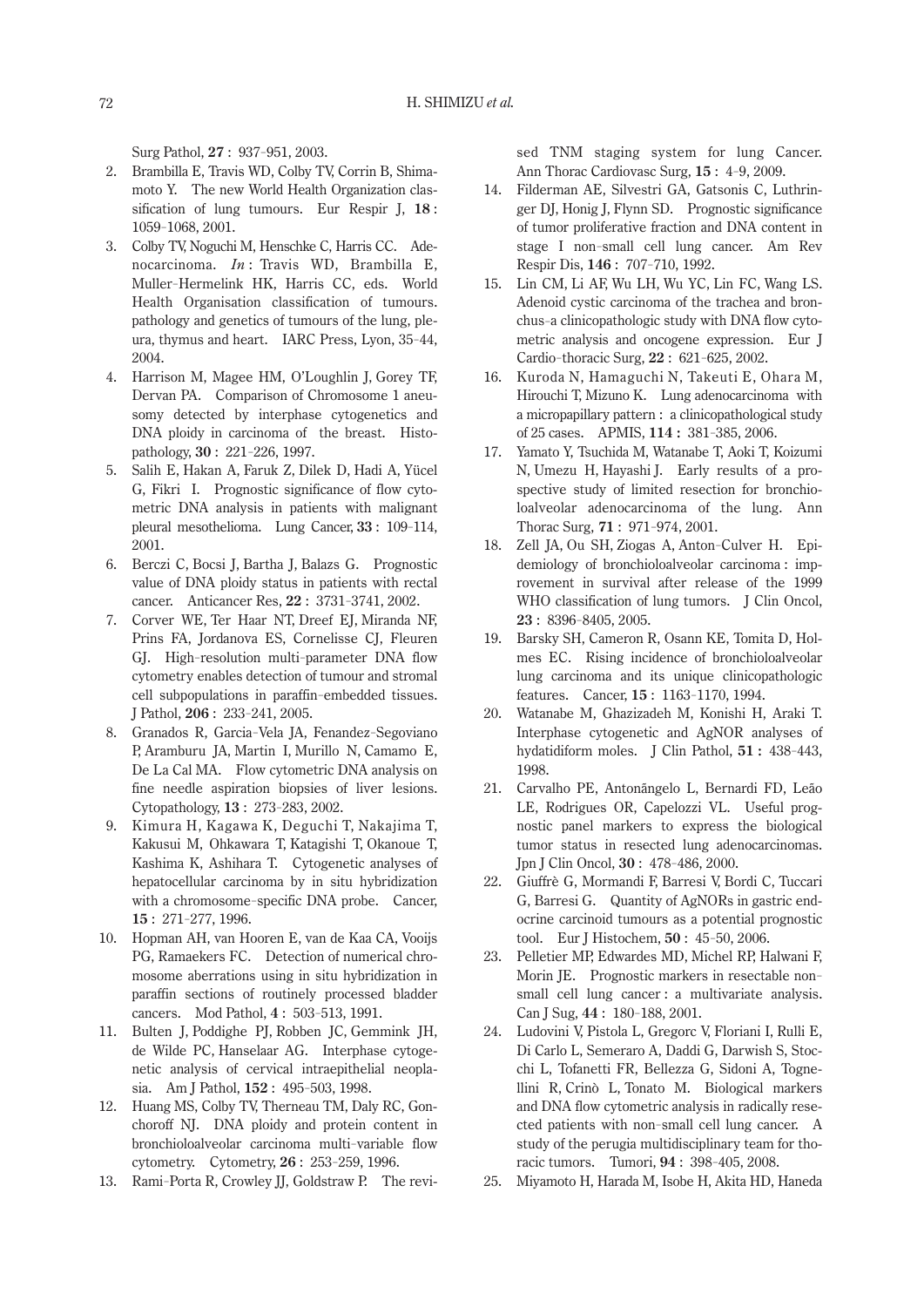Surg Pathol, **27** : 937-951, 2003.

2. Brambilla E, Travis WD, Colby TV, Corrin B, Shimamoto Y. The new World Health Organization classification of lung tumours. Eur Respir J, **18** : 1059-1068, 2001.
3. Colby TV, Noguchi M, Henschke C, Harris CC. Adenocarcinoma. *In* : Travis WD, Brambilla E, Muller-Hermelink HK, Harris CC, eds. World Health Organisation classification of tumours. pathology and genetics of tumours of the lung, pleura, thymus and heart. IARC Press, Lyon, 35-44, 2004.
4. Harrison M, Magee HM, O'Loughlin J, Gorey TF, Dervan PA. Comparison of Chromosome 1 aneusomy detected by interphase cytogenetics and DNA ploidy in carcinoma of the breast. Histopathology, **30** : 221-226, 1997.
5. Salih E, Hakan A, Faruk Z, Dilek D, Hadi A, Yücel G, Fikri I. Prognostic significance of flow cytometric DNA analysis in patients with malignant pleural mesothelioma. Lung Cancer, **33** : 109-114, 2001.
6. Berczi C, Bocsi J, Bartha J, Balazs G. Prognostic value of DNA ploidy status in patients with rectal cancer. Anticancer Res, **22** : 3731-3741, 2002.
7. Corver WE, Ter Haar NT, Dreef EJ, Miranda NF, Prins FA, Jordanova ES, Cornelisse CJ, Fleuren GJ. High-resolution multi-parameter DNA flow cytometry enables detection of tumour and stromal cell subpopulations in paraffin-embedded tissues. J Pathol, **206** : 233-241, 2005.
8. Granados R, Garcia-Vela JA, Fenandez-Segoviano P, Aramburu JA, Martin I, Murillo N, Camamo E, De La Cal MA. Flow cytometric DNA analysis on fine needle aspiration biopsies of liver lesions. Cytopathology, **13** : 273-283, 2002.
9. Kimura H, Kagawa K, Deguchi T, Nakajima T, Kakusui M, Ohkawara T, Katagishi T, Okanoue T, Kashima K, Ashihara T. Cytogenetic analyses of hepatocellular carcinoma by in situ hybridization with a chromosome-specific DNA probe. Cancer, **15** : 271-277, 1996.
10. Hopman AH, van Hooren E, van de Kaa CA, Vooijs PG, Ramaekers FC. Detection of numerical chromosome aberrations using in situ hybridization in paraffin sections of routinely processed bladder cancers. Mod Pathol, **4** : 503-513, 1991.
11. Bulten J, Poddighe PJ, Robben JC, Gemmink JH, de Wilde PC, Hanselaar AG. Interphase cytogenetic analysis of cervical intraepithelial neoplasia. Am J Pathol, **152** : 495-503, 1998.
12. Huang MS, Colby TV, Therneau TM, Daly RC, Gonchoroff NJ. DNA ploidy and protein content in bronchioloalveolar carcinoma multi-variable flow cytometry. Cytometry, **26** : 253-259, 1996.
13. Rami-Porta R, Crowley JJ, Goldstraw P. The revised TNM staging system for lung Cancer. Ann Thorac Cardiovasc Surg, **15** : 4-9, 2009.
14. Filderman AE, Silvestri GA, Gatsonis C, Luthringer DJ, Honig J, Flynn SD. Prognostic significance of tumor proliferative fraction and DNA content in stage I non-small cell lung cancer. Am Rev Respir Dis, **146** : 707-710, 1992.
15. Lin CM, Li AF, Wu LH, Wu YC, Lin FC, Wang LS. Adenoid cystic carcinoma of the trachea and bronchus-a clinicopathologic study with DNA flow cytometric analysis and oncogene expression. Eur J Cardio-thoracic Surg, **22** : 621-625, 2002.
16. Kuroda N, Hamaguchi N, Takeuti E, Ohara M, Hirouchi T, Mizuno K. Lung adenocarcinoma with a micropapillary pattern : a clinicopathological study of 25 cases. APMIS, **114** : 381-385, 2006.
17. Yamato Y, Tsuchida M, Watanabe T, Aoki T, Koizumi N, Umezu H, Hayashi J. Early results of a prospective study of limited resection for bronchioloalveolar adenocarcinoma of the lung. Ann Thorac Surg, **71** : 971-974, 2001.
18. Zell JA, Ou SH, Ziogas A, Anton-Culver H. Epidemiology of bronchioloalveolar carcinoma : improvement in survival after release of the 1999 WHO classification of lung tumors. J Clin Oncol, **23** : 8396-8405, 2005.
19. Barsky SH, Cameron R, Osann KE, Tomita D, Holmes EC. Rising incidence of bronchioloalveolar lung carcinoma and its unique clinicopathologic features. Cancer, **15** : 1163-1170, 1994.
20. Watanabe M, Ghazizadeh M, Konishi H, Araki T. Interphase cytogenetic and AgNOR analyses of hydatidiform moles. J Clin Pathol, **51** : 438-443, 1998.
21. Carvalho PE, Antonângelo L, Bernardi FD, Leão LE, Rodrigues OR, Capelozzi VL. Useful prognostic panel markers to express the biological tumor status in resected lung adenocarcinomas. Jpn J Clin Oncol, **30** : 478-486, 2000.
22. Giuffrè G, Mormandi F, Barresi V, Bordi C, Tuccari G, Barresi G. Quantity of AgNORs in gastric endocrine carcinoid tumours as a potential prognostic tool. Eur J Histochem, **50** : 45-50, 2006.
23. Pelletier MP, Edwardes MD, Michel RP, Halwani F, Morin JE. Prognostic markers in resectable non-small cell lung cancer : a multivariate analysis. Can J Sug, **44** : 180-188, 2001.
24. Ludovini V, Pistola L, Gregorc V, Floriani I, Rulli E, Di Carlo L, Semeraro A, Daddi G, Darwish S, Stocchi L, Tofanetti FR, Bellezza G, Sidoni A, Tognellini R, Crinò L, Tonato M. Biological markers and DNA flow cytometric analysis in radically resected patients with non-small cell lung cancer. A study of the perugia multidisciplinary team for thoracic tumors. Tumori, **94** : 398-405, 2008.
25. Miyamoto H, Harada M, Isobe H, Akita HD, Haneda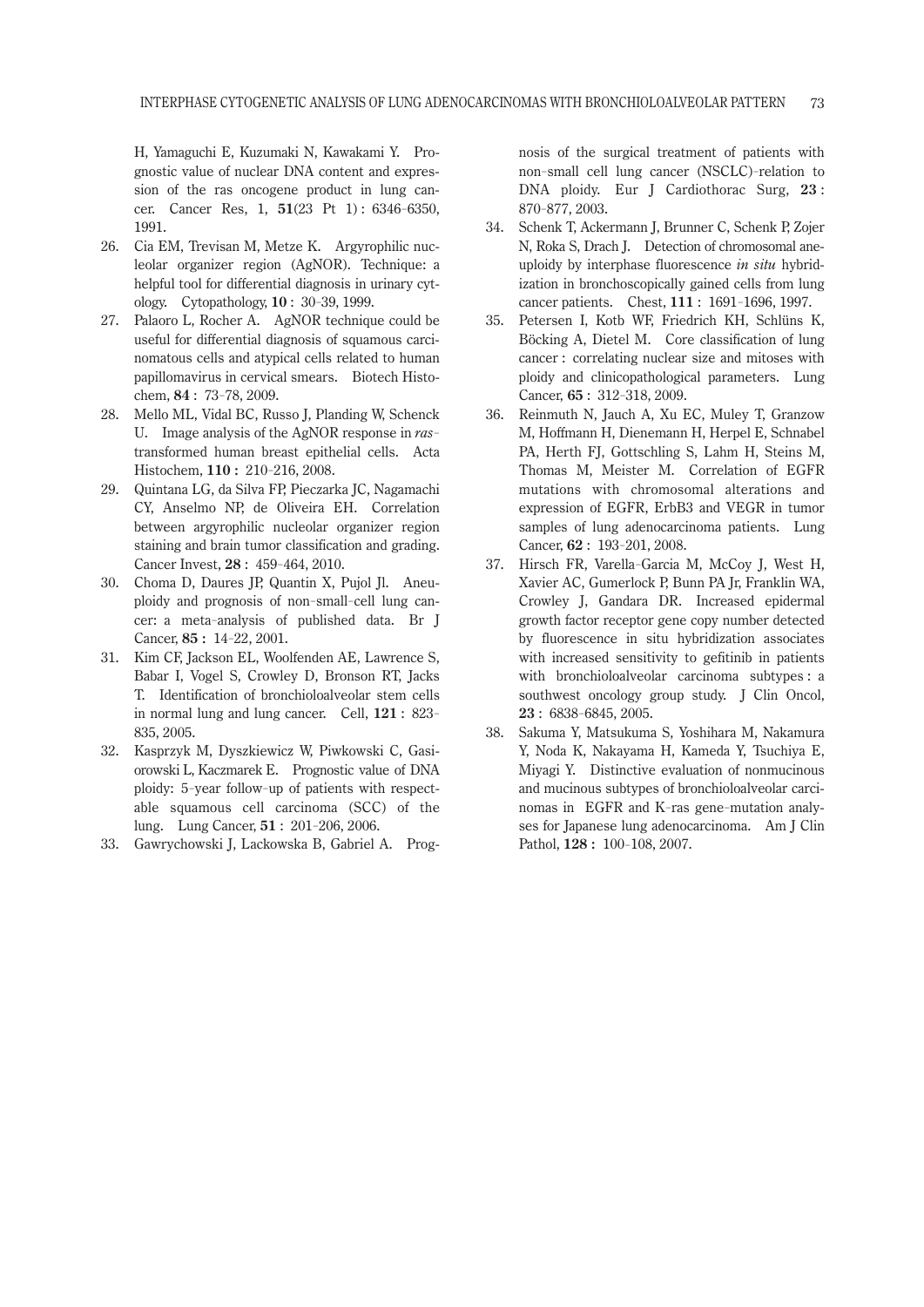H, Yamaguchi E, Kuzumaki N, Kawakami Y. Prognostic value of nuclear DNA content and expression of the ras oncogene product in lung cancer. Cancer Res, 1, **51**(23 Pt 1) : 6346–6350, 1991.

26. Cia EM, Trevisan M, Metze K. Argyrophilic nucleolar organizer region (AgNOR). Technique: a helpful tool for differential diagnosis in urinary cytology. Cytopathology, **10** : 30–39, 1999.
27. Palaoro L, Rocher A. AgNOR technique could be useful for differential diagnosis of squamous carcinomatous cells and atypical cells related to human papillomavirus in cervical smears. Biotech Histochem, **84** : 73–78, 2009.
28. Mello ML, Vidal BC, Russo J, Planding W, Schenck U. Image analysis of the AgNOR response in *ras*-transformed human breast epithelial cells. Acta Histochem, **110 :** 210–216, 2008.
29. Quintana LG, da Silva FP, Pieczarka JC, Nagamachi CY, Anselmo NP, de Oliveira EH. Correlation between argyrophilic nucleolar organizer region staining and brain tumor classification and grading. Cancer Invest, **28** : 459–464, 2010.
30. Choma D, Daures JP, Quantin X, Pujol Jl. Aneuploidy and prognosis of non-small-cell lung cancer: a meta-analysis of published data. Br J Cancer, **85 :** 14–22, 2001.
31. Kim CF, Jackson EL, Woolfenden AE, Lawrence S, Babar I, Vogel S, Crowley D, Bronson RT, Jacks T. Identification of bronchioloalveolar stem cells in normal lung and lung cancer. Cell, **121** : 823–835, 2005.
32. Kasprzyk M, Dyszkiewicz W, Piwkowski C, Gasiorowski L, Kaczmarek E. Prognostic value of DNA ploidy: 5-year follow-up of patients with respectable squamous cell carcinoma (SCC) of the lung. Lung Cancer, **51** : 201–206, 2006.
33. Gawrychowski J, Lackowska B, Gabriel A. Prognosis of the surgical treatment of patients with non-small cell lung cancer (NSCLC)-relation to DNA ploidy. Eur J Cardiothorac Surg, **23** : 870–877, 2003.
34. Schenk T, Ackermann J, Brunner C, Schenk P, Zojer N, Roka S, Drach J. Detection of chromosomal aneuploidy by interphase fluorescence *in situ* hybridization in bronchoscopically gained cells from lung cancer patients. Chest, **111** : 1691–1696, 1997.
35. Petersen I, Kotb WF, Friedrich KH, Schlüns K, Böcking A, Dietel M. Core classification of lung cancer : correlating nuclear size and mitoses with ploidy and clinicopathological parameters. Lung Cancer, **65** : 312–318, 2009.
36. Reinmuth N, Jauch A, Xu EC, Muley T, Granzow M, Hoffmann H, Dienemann H, Herpel E, Schnabel PA, Herth FJ, Gottschling S, Lahm H, Steins M, Thomas M, Meister M. Correlation of EGFR mutations with chromosomal alterations and expression of EGFR, ErbB3 and VEGR in tumor samples of lung adenocarcinoma patients. Lung Cancer, **62** : 193–201, 2008.
37. Hirsch FR, Varella-Garcia M, McCoy J, West H, Xavier AC, Gumerlock P, Bunn PA Jr, Franklin WA, Crowley J, Gandara DR. Increased epidermal growth factor receptor gene copy number detected by fluorescence in situ hybridization associates with increased sensitivity to gefitinib in patients with bronchioloalveolar carcinoma subtypes : a southwest oncology group study. J Clin Oncol, **23** : 6838–6845, 2005.
38. Sakuma Y, Matsukuma S, Yoshihara M, Nakamura Y, Noda K, Nakayama H, Kameda Y, Tsuchiya E, Miyagi Y. Distinctive evaluation of nonmucinous and mucinous subtypes of bronchioloalveolar carcinomas in EGFR and K-ras gene-mutation analyses for Japanese lung adenocarcinoma. Am J Clin Pathol, **128 :** 100–108, 2007.